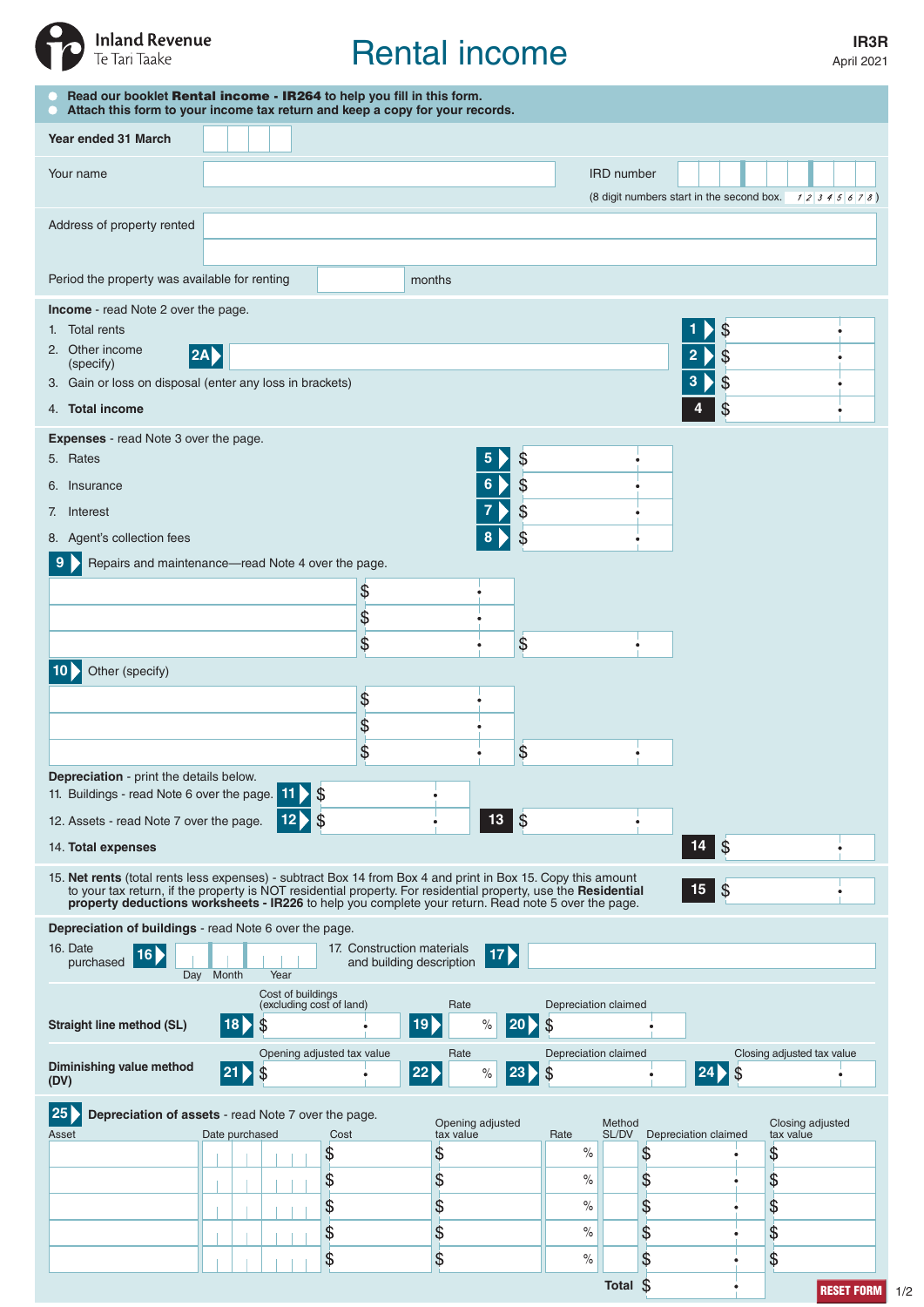Inland Revenue
Te Tari Taake

# Rental income

**IR3R**
April 2021

- Read our booklet **Rental income - IR264** to help you fill in this form.
- Attach this form to your income tax return and keep a copy for your records.

**Year ended 31 March**

Your name

IRD number
(8 digit numbers start in the second box. 1 2 3 4 5 6 7 8)

Address of property rented

Period the property was available for renting ______ months

**Income** - read Note 2 over the page.

1. Total rents — **1** $
2. Other income (specify) — **2A** — **2** $
3. Gain or loss on disposal (enter any loss in brackets) — **3** $
4. **Total income** — **4** $

**Expenses** - read Note 3 over the page.

5. Rates — **5** $
6. Insurance — **6** $
7. Interest — **7** $
8. Agent's collection fees — **8** $

**9** Repairs and maintenance—read Note 4 over the page.

| | | |
|---|---|---|
| | $ | |
| | $ | |
| | $ | $ |

**10** Other (specify)

| | | |
|---|---|---|
| | $ | |
| | $ | |
| | $ | $ |

**Depreciation** - print the details below.

11. Buildings - read Note 6 over the page. — **11** $
12. Assets - read Note 7 over the page. — **12** $ — **13** $

14. **Total expenses** — **14** $

15. **Net rents** (total rents less expenses) - subtract Box 14 from Box 4 and print in Box 15. Copy this amount to your tax return, if the property is NOT residential property. For residential property, use the **Residential property deductions worksheets - IR226** to help you complete your return. Read note 5 over the page. — **15** $

**Depreciation of buildings** - read Note 6 over the page.

16. Date purchased — **16** Day Month Year

17. Construction materials and building description — **17**

| | Cost of buildings (excluding cost of land) | Rate | Depreciation claimed | |
|---|---|---|---|---|
| **Straight line method (SL)** | **18** $ | **19** % | **20** $ | |

| | Opening adjusted tax value | Rate | Depreciation claimed | Closing adjusted tax value |
|---|---|---|---|---|
| **Diminishing value method (DV)** | **21** $ | **22** % | **23** $ | **24** $ |

**25** **Depreciation of assets** - read Note 7 over the page.

| Asset | Date purchased | Cost | Opening adjusted tax value | Rate | Method SL/DV | Depreciation claimed | Closing adjusted tax value |
|---|---|---|---|---|---|---|---|
| | | $ | $ | % | | $ | $ |
| | | $ | $ | % | | $ | $ |
| | | $ | $ | % | | $ | $ |
| | | $ | $ | % | | $ | $ |
| | | $ | $ | % | | $ | $ |
| | | | | | Total | $ | |

RESET FORM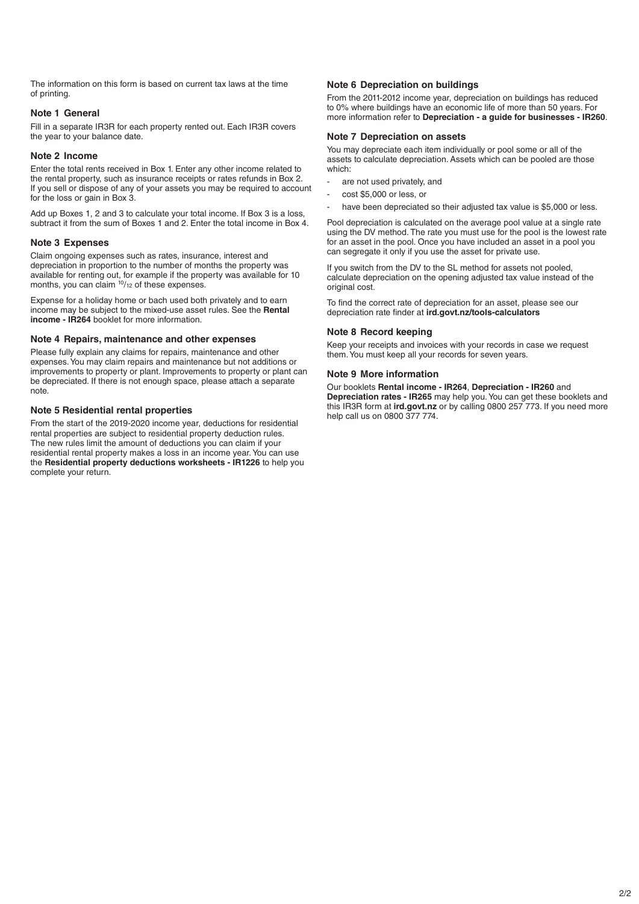The information on this form is based on current tax laws at the time of printing.

### Note 1 General

Fill in a separate IR3R for each property rented out. Each IR3R covers the year to your balance date.

### Note 2 Income

Enter the total rents received in Box 1. Enter any other income related to the rental property, such as insurance receipts or rates refunds in Box 2. If you sell or dispose of any of your assets you may be required to account for the loss or gain in Box 3.

Add up Boxes 1, 2 and 3 to calculate your total income. If Box 3 is a loss, subtract it from the sum of Boxes 1 and 2. Enter the total income in Box 4.

### Note 3 Expenses

Claim ongoing expenses such as rates, insurance, interest and depreciation in proportion to the number of months the property was available for renting out, for example if the property was available for 10 months, you can claim $^{10}/_{12}$ of these expenses.

Expense for a holiday home or bach used both privately and to earn income may be subject to the mixed-use asset rules. See the **Rental income - IR264** booklet for more information.

### Note 4 Repairs, maintenance and other expenses

Please fully explain any claims for repairs, maintenance and other expenses. You may claim repairs and maintenance but not additions or improvements to property or plant. Improvements to property or plant can be depreciated. If there is not enough space, please attach a separate note.

### Note 5 Residential rental properties

From the start of the 2019-2020 income year, deductions for residential rental properties are subject to residential property deduction rules. The new rules limit the amount of deductions you can claim if your residential rental property makes a loss in an income year. You can use the **Residential property deductions worksheets - IR1226** to help you complete your return.

### Note 6 Depreciation on buildings

From the 2011-2012 income year, depreciation on buildings has reduced to 0% where buildings have an economic life of more than 50 years. For more information refer to **Depreciation - a guide for businesses - IR260**.

### Note 7 Depreciation on assets

You may depreciate each item individually or pool some or all of the assets to calculate depreciation. Assets which can be pooled are those which:

- are not used privately, and
- cost $5,000 or less, or
- have been depreciated so their adjusted tax value is $5,000 or less.

Pool depreciation is calculated on the average pool value at a single rate using the DV method. The rate you must use for the pool is the lowest rate for an asset in the pool. Once you have included an asset in a pool you can segregate it only if you use the asset for private use.

If you switch from the DV to the SL method for assets not pooled, calculate depreciation on the opening adjusted tax value instead of the original cost.

To find the correct rate of depreciation for an asset, please see our depreciation rate finder at **ird.govt.nz/tools-calculators**

### Note 8 Record keeping

Keep your receipts and invoices with your records in case we request them. You must keep all your records for seven years.

### Note 9 More information

Our booklets **Rental income - IR264**, **Depreciation - IR260** and **Depreciation rates - IR265** may help you. You can get these booklets and this IR3R form at **ird.govt.nz** or by calling 0800 257 773. If you need more help call us on 0800 377 774.